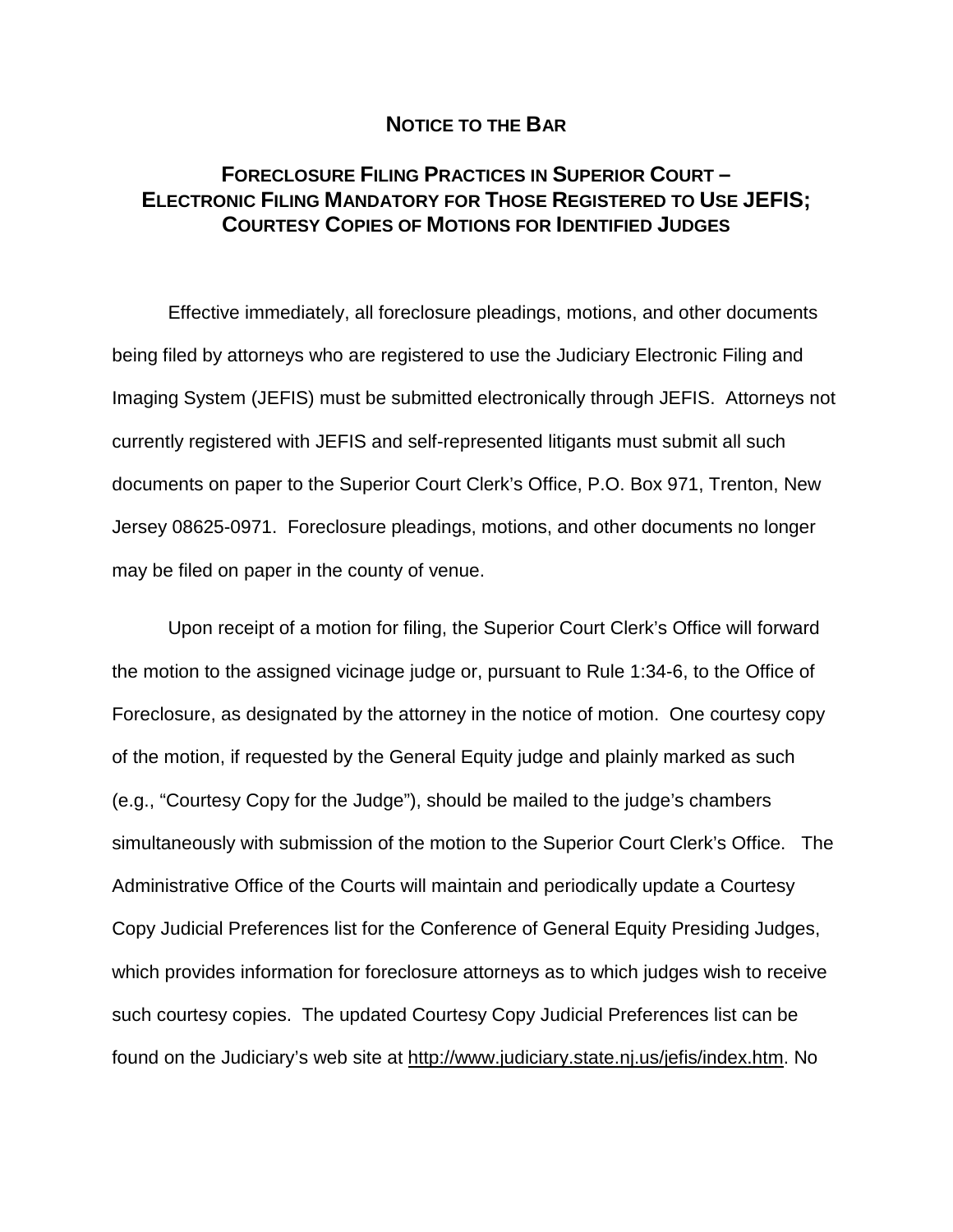# NOTICE TO THE BAR

## FORECLOSURE FILING PRACTICES IN SUPERIOR COURT – ELECTRONIC FILING MANDATORY FOR THOSE REGISTERED TO USE JEFIS; COURTESY COPIES OF MOTIONS FOR IDENTIFIED JUDGES

Effective immediately, all foreclosure pleadings, motions, and other documents being filed by attorneys who are registered to use the Judiciary Electronic Filing and Imaging System (JEFIS) must be submitted electronically through JEFIS. Attorneys not currently registered with JEFIS and self-represented litigants must submit all such documents on paper to the Superior Court Clerk's Office, P.O. Box 971, Trenton, New Jersey 08625-0971. Foreclosure pleadings, motions, and other documents no longer may be filed on paper in the county of venue.

Upon receipt of a motion for filing, the Superior Court Clerk's Office will forward the motion to the assigned vicinage judge or, pursuant to Rule 1:34-6, to the Office of Foreclosure, as designated by the attorney in the notice of motion. One courtesy copy of the motion, if requested by the General Equity judge and plainly marked as such (e.g., "Courtesy Copy for the Judge"), should be mailed to the judge's chambers simultaneously with submission of the motion to the Superior Court Clerk's Office. The Administrative Office of the Courts will maintain and periodically update a Courtesy Copy Judicial Preferences list for the Conference of General Equity Presiding Judges, which provides information for foreclosure attorneys as to which judges wish to receive such courtesy copies. The updated Courtesy Copy Judicial Preferences list can be found on the Judiciary's web site at http://www.judiciary.state.nj.us/jefis/index.htm. No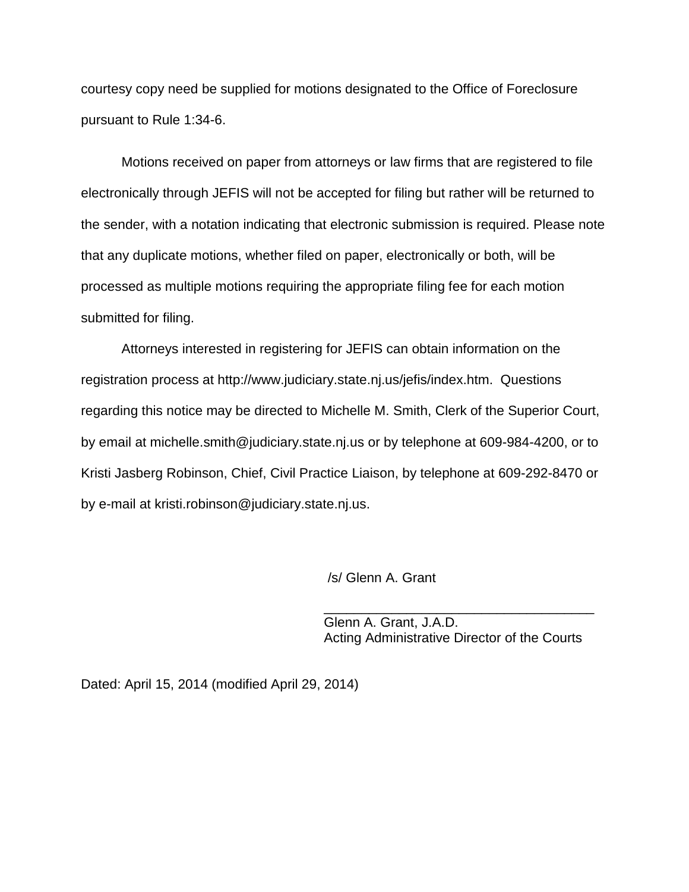courtesy copy need be supplied for motions designated to the Office of Foreclosure pursuant to Rule 1:34-6.

Motions received on paper from attorneys or law firms that are registered to file electronically through JEFIS will not be accepted for filing but rather will be returned to the sender, with a notation indicating that electronic submission is required. Please note that any duplicate motions, whether filed on paper, electronically or both, will be processed as multiple motions requiring the appropriate filing fee for each motion submitted for filing.

Attorneys interested in registering for JEFIS can obtain information on the registration process at http://www.judiciary.state.nj.us/jefis/index.htm. Questions regarding this notice may be directed to Michelle M. Smith, Clerk of the Superior Court, by email at michelle.smith@judiciary.state.nj.us or by telephone at 609-984-4200, or to Kristi Jasberg Robinson, Chief, Civil Practice Liaison, by telephone at 609-292-8470 or by e-mail at kristi.robinson@judiciary.state.nj.us.

/s/ Glenn A. Grant

\_\_\_\_\_\_\_\_\_\_\_\_\_\_\_\_\_\_\_\_\_\_\_\_\_\_\_\_\_\_\_\_\_\_\_\_

Glenn A. Grant, J.A.D.
Acting Administrative Director of the Courts

Dated: April 15, 2014 (modified April 29, 2014)